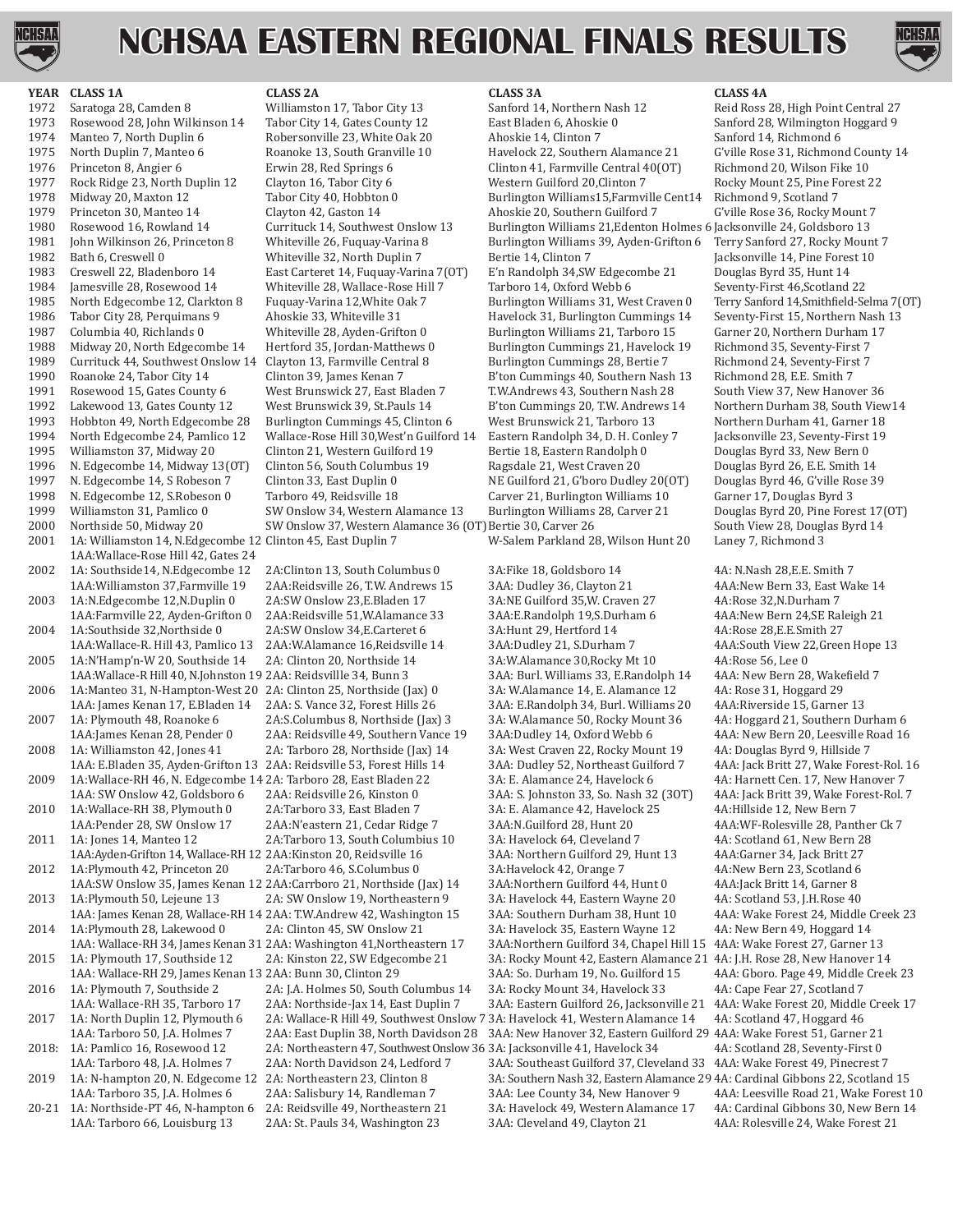# NCHSAA EASTERN REGIONAL FINALS RESULTS

| YEAR | CLASS 1A | CLASS 2A | CLASS 3A | CLASS 4A |
|---|---|---|---|---|
| 1972 | Saratoga 28, Camden 8 | Williamston 17, Tabor City 13 | Sanford 14, Northern Nash 12 | Reid Ross 28, High Point Central 27 |
| 1973 | Rosewood 28, John Wilkinson 14 | Tabor City 14, Gates County 12 | East Bladen 6, Ahoskie 0 | Sanford 28, Wilmington Hoggard 9 |
| 1974 | Manteo 7, North Duplin 6 | Robersonville 23, White Oak 20 | Ahoskie 14, Clinton 7 | Sanford 14, Richmond 6 |
| 1975 | North Duplin 7, Manteo 6 | Roanoke 13, South Granville 10 | Havelock 22, Southern Alamance 21 | G'ville Rose 31, Richmond County 14 |
| 1976 | Princeton 8, Angier 6 | Erwin 28, Red Springs 6 | Clinton 41, Farmville Central 40(OT) | Richmond 20, Wilson Fike 10 |
| 1977 | Rock Ridge 23, North Duplin 12 | Clayton 16, Tabor City 6 | Western Guilford 20,Clinton 7 | Rocky Mount 25, Pine Forest 22 |
| 1978 | Midway 20, Maxton 12 | Tabor City 40, Hobbton 0 | Burlington Williams15,Farmville Cent14 | Richmond 9, Scotland 7 |
| 1979 | Princeton 30, Manteo 14 | Clayton 42, Gaston 14 | Ahoskie 20, Southern Guilford 7 | G'ville Rose 36, Rocky Mount 7 |
| 1980 | Rosewood 16, Rowland 14 | Currituck 14, Southwest Onslow 13 | Burlington Williams 21,Edenton Holmes 6 | Jacksonville 24, Goldsboro 13 |
| 1981 | John Wilkinson 26, Princeton 8 | Whiteville 26, Fuquay-Varina 8 | Burlington Williams 39, Ayden-Grifton 6 | Terry Sanford 27, Rocky Mount 7 |
| 1982 | Bath 6, Creswell 0 | Whiteville 32, North Duplin 7 | Bertie 14, Clinton 7 | Jacksonville 14, Pine Forest 10 |
| 1983 | Creswell 22, Bladenboro 14 | East Carteret 14, Fuquay-Varina 7(OT) | E'n Randolph 34,SW Edgecombe 21 | Douglas Byrd 35, Hunt 14 |
| 1984 | Jamesville 28, Rosewood 14 | Whiteville 28, Wallace-Rose Hill 7 | Tarboro 14, Oxford Webb 6 | Seventy-First 46,Scotland 22 |
| 1985 | North Edgecombe 12, Clarkton 8 | Fuquay-Varina 12,White Oak 7 | Burlington Williams 31, West Craven 0 | Terry Sanford 14,Smithfield-Selma 7(OT) |
| 1986 | Tabor City 28, Perquimans 9 | Ahoskie 33, Whiteville 31 | Havelock 31, Burlington Cummings 14 | Seventy-First 15, Northern Nash 13 |
| 1987 | Columbia 40, Richlands 0 | Whiteville 28, Ayden-Grifton 0 | Burlington Williams 21, Tarboro 15 | Garner 20, Northern Durham 17 |
| 1988 | Midway 20, North Edgecombe 14 | Hertford 35, Jordan-Matthews 0 | Burlington Cummings 21, Havelock 19 | Richmond 35, Seventy-First 7 |
| 1989 | Currituck 44, Southwest Onslow 14 | Clayton 13, Farmville Central 8 | Burlington Cummings 28, Bertie 7 | Richmond 24, Seventy-First 7 |
| 1990 | Roanoke 24, Tabor City 14 | Clinton 39, James Kenan 7 | B'ton Cummings 40, Southern Nash 13 | Richmond 28, E.E. Smith 7 |
| 1991 | Rosewood 15, Gates County 6 | West Brunswick 27, East Bladen 7 | T.W.Andrews 43, Southern Nash 28 | South View 37, New Hanover 36 |
| 1992 | Lakewood 13, Gates County 12 | West Brunswick 39, St.Pauls 14 | B'ton Cummings 20, T.W. Andrews 14 | Northern Durham 38, South View14 |
| 1993 | Hobbton 49, North Edgecombe 28 | Burlington Cummings 45, Clinton 6 | West Brunswick 21, Tarboro 13 | Northern Durham 41, Garner 18 |
| 1994 | North Edgecombe 24, Pamlico 12 | Wallace-Rose Hill 30,West'n Guilford 14 | Eastern Randolph 34, D. H. Conley 7 | Jacksonville 23, Seventy-First 19 |
| 1995 | Williamston 37, Midway 20 | Clinton 21, Western Guilford 19 | Bertie 18, Eastern Randolph 0 | Douglas Byrd 33, New Bern 0 |
| 1996 | N. Edgecombe 14, Midway 13(OT) | Clinton 56, South Columbus 19 | Ragsdale 21, West Craven 20 | Douglas Byrd 26, E.E. Smith 14 |
| 1997 | N. Edgecombe 14, S Robeson 7 | Clinton 33, East Duplin 0 | NE Guilford 21, G'boro Dudley 20(OT) | Douglas Byrd 46, G'ville Rose 39 |
| 1998 | N. Edgecombe 12, S.Robeson 0 | Tarboro 49, Reidsville 18 | Carver 21, Burlington Williams 10 | Garner 17, Douglas Byrd 3 |
| 1999 | Williamston 31, Pamlico 0 | SW Onslow 34, Western Alamance 13 | Burlington Williams 28, Carver 21 | Douglas Byrd 20, Pine Forest 17(OT) |
| 2000 | Northside 50, Midway 20 | SW Onslow 37, Western Alamance 36 (OT) | Bertie 30, Carver 26 | South View 28, Douglas Byrd 14 |
| 2001 | 1A: Williamston 14, N.Edgecombe 12<br>1AA:Wallace-Rose Hill 42, Gates 24 | Clinton 45, East Duplin 7 | W-Salem Parkland 28, Wilson Hunt 20 | Laney 7, Richmond 3 |
| 2002 | 1A: Southside14, N.Edgecombe 12<br>1AA:Williamston 37,Farmville 19 | 2A:Clinton 13, South Columbus 0<br>2AA:Reidsville 26, T.W. Andrews 15 | 3A:Fike 18, Goldsboro 14<br>3AA: Dudley 36, Clayton 21 | 4A: N.Nash 28,E.E. Smith 7<br>4AA:New Bern 33, East Wake 14 |
| 2003 | 1A:N.Edgecombe 12,N.Duplin 0<br>1AA:Farmville 22, Ayden-Grifton 0 | 2A:SW Onslow 23,E.Bladen 17<br>2AA:Reidsville 51,W.Alamance 33 | 3A:NE Guilford 35,W. Craven 27<br>3AA:E.Randolph 19,S.Durham 6 | 4A:Rose 32,N.Durham 7<br>4AA:New Bern 24,SE Raleigh 21 |
| 2004 | 1A:Southside 32,Northside 0<br>1AA:Wallace-R. Hill 43, Pamlico 13 | 2A:SW Onslow 34,E.Carteret 6<br>2AA:W.Alamance 16,Reidsville 14 | 3A:Hunt 29, Hertford 14<br>3AA:Dudley 21, S.Durham 7 | 4A:Rose 28,E.E.Smith 27<br>4AA:South View 22,Green Hope 13 |
| 2005 | 1A:N'Hamp'n-W 20, Southside 14<br>1AA:Wallace-R Hill 40, N.Johnston 19 | 2A: Clinton 20, Northside 14<br>2AA: Reidsvillle 34, Bunn 3 | 3A:W.Alamance 30,Rocky Mt 10<br>3AA: Burl. Williams 33, E.Randolph 14 | 4A:Rose 56, Lee 0<br>4AA: New Bern 28, Wakefield 7 |
| 2006 | 1A:Manteo 31, N-Hampton-West 20<br>1AA: James Kenan 17, E.Bladen 14 | 2A: Clinton 25, Northside (Jax) 0<br>2AA: S. Vance 32, Forest Hills 26 | 3A: W.Alamance 14, E. Alamance 12<br>3AA: E.Randolph 34, Burl. Williams 20 | 4A: Rose 31, Hoggard 29<br>4AA:Riverside 15, Garner 13 |
| 2007 | 1A: Plymouth 48, Roanoke 6<br>1AA:James Kenan 28, Pender 0 | 2A:S.Columbus 8, Northside (Jax) 3<br>2AA: Reidsville 49, Southern Vance 19 | 3A: W.Alamance 50, Rocky Mount 36<br>3AA:Dudley 14, Oxford Webb 6 | 4A: Hoggard 21, Southern Durham 6<br>4AA: New Bern 20, Leesville Road 16 |
| 2008 | 1A: Williamston 42, Jones 41<br>1AA: E.Bladen 35, Ayden-Grifton 13 | 2A: Tarboro 28, Northside (Jax) 14<br>2AA: Reidsville 53, Forest Hills 14 | 3A: West Craven 22, Rocky Mount 19<br>3AA: Dudley 52, Northeast Guilford 7 | 4A: Douglas Byrd 9, Hillside 7<br>4AA: Jack Britt 27, Wake Forest-Rol. 16 |
| 2009 | 1A:Wallace-RH 46, N. Edgecombe 14<br>1AA: SW Onslow 42, Goldsboro 6 | 2A: Tarboro 28, East Bladen 22<br>2AA: Reidsville 26, Kinston 0 | 3A: E. Alamance 24, Havelock 6<br>3AA: S. Johnston 33, So. Nash 32 (3OT) | 4A: Harnett Cen. 17, New Hanover 7<br>4AA: Jack Britt 39, Wake Forest-Rol. 7 |
| 2010 | 1A:Wallace-RH 38, Plymouth 0<br>1AA:Pender 28, SW Onslow 17 | 2A:Tarboro 33, East Bladen 7<br>2AA:N'eastern 21, Cedar Ridge 7 | 3A: E. Alamance 42, Havelock 25<br>3AA:N.Guilford 28, Hunt 20 | 4A:Hillside 12, New Bern 7<br>4AA:WF-Rolesville 28, Panther Ck 7 |
| 2011 | 1A: Jones 14, Manteo 12<br>1AA:Ayden-Grifton 14, Wallace-RH 12 | 2A:Tarboro 13, South Columbius 10<br>2AA:Kinston 20, Reidsville 16 | 3A: Havelock 64, Cleveland 7<br>3AA: Northern Guilford 29, Hunt 13 | 4A: Scotland 61, New Bern 28<br>4AA:Garner 34, Jack Britt 27 |
| 2012 | 1A:Plymouth 42, Princeton 20<br>1AA:SW Onslow 35, James Kenan 12 | 2A:Tarboro 46, S.Columbus 0<br>2AA:Carrboro 21, Northside (Jax) 14 | 3A:Havelock 42, Orange 7<br>3AA:Northern Guilford 44, Hunt 0 | 4A:New Bern 23, Scotland 6<br>4AA:Jack Britt 14, Garner 8 |
| 2013 | 1A:Plymouth 50, Lejeune 13<br>1AA: James Kenan 28, Wallace-RH 14 | 2A: SW Onslow 19, Northeastern 9<br>2AA: T.W.Andrew 42, Washington 15 | 3A: Havelock 44, Eastern Wayne 20<br>3AA: Southern Durham 38, Hunt 10 | 4A: Scotland 53, J.H.Rose 40<br>4AA: Wake Forest 24, Middle Creek 23 |
| 2014 | 1A:Plymouth 28, Lakewood 0<br>1AA: Wallace-RH 34, James Kenan 31 | 2A: Clinton 45, SW Onslow 21<br>2AA: Washington 41,Northeastern 17 | 3A: Havelock 35, Eastern Wayne 12<br>3AA:Northern Guilford 34, Chapel Hill 15 | 4A: New Bern 49, Hoggard 14<br>4AA: Wake Forest 27, Garner 13 |
| 2015 | 1A: Plymouth 17, Southside 12<br>1AA: Wallace-RH 29, James Kenan 13 | 2A: Kinston 22, SW Edgecombe 21<br>2AA: Bunn 30, Clinton 29 | 3A: Rocky Mount 42, Eastern Alamance 21<br>3AA: So. Durham 19, No. Guilford 15 | 4A: J.H. Rose 28, New Hanover 14<br>4AA: Gboro. Page 49, Middle Creek 23 |
| 2016 | 1A: Plymouth 7, Southside 2<br>1AA: Wallace-RH 35, Tarboro 17 | 2A: J.A. Holmes 50, South Columbus 14<br>2AA: Northside-Jax 14, East Duplin 7 | 3A: Rocky Mount 34, Havelock 33<br>3AA: Eastern Guilford 26, Jacksonville 21 | 4A: Cape Fear 27, Scotland 7<br>4AA: Wake Forest 20, Middle Creek 17 |
| 2017 | 1A: North Duplin 12, Plymouth 6<br>1AA: Tarboro 50, J.A. Holmes 7 | 2A: Wallace-R Hill 49, Southwest Onslow 7<br>2AA: East Duplin 38, North Davidson 28 | 3A: Havelock 41, Western Alamance 14<br>3AA: New Hanover 32, Eastern Guilford 29 | 4A: Scotland 47, Hoggard 46<br>4AA: Wake Forest 51, Garner 21 |
| 2018: | 1A: Pamlico 16, Rosewood 12<br>1AA: Tarboro 48, J.A. Holmes 7 | 2A: Northeastern 47, Southwest Onslow 36<br>2AA: North Davidson 24, Ledford 7 | 3A: Jacksonville 41, Havelock 34<br>3AA: Southeast Guilford 37, Cleveland 33 | 4A: Scotland 28, Seventy-First 0<br>4AA: Wake Forest 49, Pinecrest 7 |
| 2019 | 1A: N-hampton 20, N. Edgecome 12<br>1AA: Tarboro 35, J.A. Holmes 6 | 2A: Northeastern 23, Clinton 8<br>2AA: Salisbury 14, Randleman 7 | 3A: Southern Nash 32, Eastern Alamance 29<br>3AA: Lee County 34, New Hanover 9 | 4A: Cardinal Gibbons 22, Scotland 15<br>4AA: Leesville Road 21, Wake Forest 10 |
| 20-21 | 1A: Northside-PT 46, N-hampton 6<br>1AA: Tarboro 66, Louisburg 13 | 2A: Reidsville 49, Northeastern 21<br>2AA: St. Pauls 34, Washington 23 | 3A: Havelock 49, Western Alamance 17<br>3AA: Cleveland 49, Clayton 21 | 4A: Cardinal Gibbons 30, New Bern 14<br>4AA: Rolesville 24, Wake Forest 21 |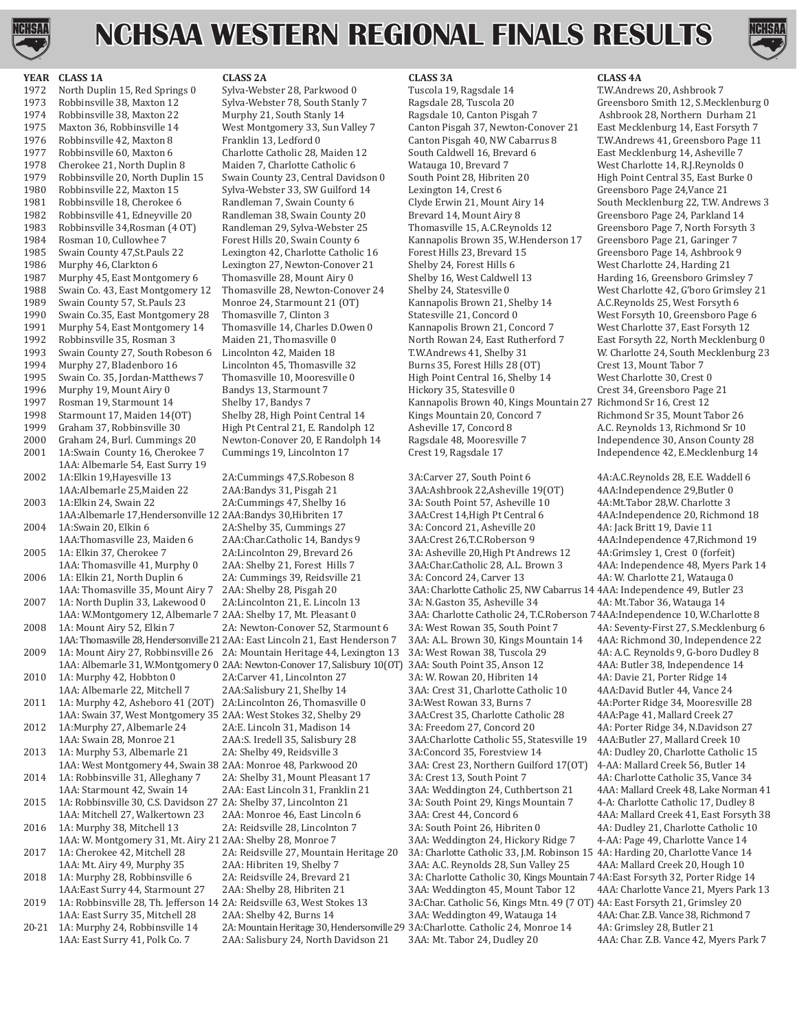# NCHSAA WESTERN REGIONAL FINALS RESULTS

| YEAR | CLASS 1A | CLASS 2A | CLASS 3A | CLASS 4A |
|---|---|---|---|---|
| 1972 | North Duplin 15, Red Springs 0 | Sylva-Webster 28, Parkwood 0 | Tuscola 19, Ragsdale 14 | T.W.Andrews 20, Ashbrook 7 |
| 1973 | Robbinsville 38, Maxton 12 | Sylva-Webster 78, South Stanly 7 | Ragsdale 28, Tuscola 20 | Greensboro Smith 12, S.Mecklenburg 0 |
| 1974 | Robbinsville 38, Maxton 22 | Murphy 21, South Stanly 14 | Ragsdale 10, Canton Pisgah 7 | Ashbrook 28, Northern Durham 21 |
| 1975 | Maxton 36, Robbinsville 14 | West Montgomery 33, Sun Valley 7 | Canton Pisgah 37, Newton-Conover 21 | East Mecklenburg 14, East Forsyth 7 |
| 1976 | Robbinsville 42, Maxton 8 | Franklin 13, Ledford 0 | Canton Pisgah 40, NW Cabarrus 8 | T.W.Andrews 41, Greensboro Page 11 |
| 1977 | Robbinsville 60, Maxton 6 | Charlotte Catholic 28, Maiden 12 | South Caldwell 16, Brevard 6 | East Mecklenburg 14, Asheville 7 |
| 1978 | Cherokee 21, North Duplin 8 | Maiden 7, Charlotte Catholic 6 | Watauga 10, Brevard 7 | West Charlotte 14, R.J.Reynolds 0 |
| 1979 | Robbinsville 20, North Duplin 15 | Swain County 23, Central Davidson 0 | South Point 28, Hibriten 20 | High Point Central 35, East Burke 0 |
| 1980 | Robbinsville 22, Maxton 15 | Sylva-Webster 33, SW Guilford 14 | Lexington 14, Crest 6 | Greensboro Page 24,Vance 21 |
| 1981 | Robbinsville 18, Cherokee 6 | Randleman 7, Swain County 6 | Clyde Erwin 21, Mount Airy 14 | South Mecklenburg 22, T.W. Andrews 3 |
| 1982 | Robbinsville 41, Edneyville 20 | Randleman 38, Swain County 20 | Brevard 14, Mount Airy 8 | Greensboro Page 24, Parkland 14 |
| 1983 | Robbinsville 34,Rosman (4 OT) | Randleman 29, Sylva-Webster 25 | Thomasville 15, A.C.Reynolds 12 | Greensboro Page 7, North Forsyth 3 |
| 1984 | Rosman 10, Cullowhee 7 | Forest Hills 20, Swain County 6 | Kannapolis Brown 35, W.Henderson 17 | Greensboro Page 21, Garinger 7 |
| 1985 | Swain County 47,St.Pauls 22 | Lexington 42, Charlotte Catholic 16 | Forest Hills 23, Brevard 15 | Greensboro Page 14, Ashbrook 9 |
| 1986 | Murphy 46, Clarkton 6 | Lexington 27, Newton-Conover 21 | Shelby 24, Forest Hills 6 | West Charlotte 24, Harding 21 |
| 1987 | Murphy 45, East Montgomery 6 | Thomasville 28, Mount Airy 0 | Shelby 16, West Caldwell 13 | Harding 16, Greensboro Grimsley 7 |
| 1988 | Swain Co. 43, East Montgomery 12 | Thomasville 28, Newton-Conover 24 | Shelby 24, Statesville 0 | West Charlotte 42, G'boro Grimsley 21 |
| 1989 | Swain County 57, St.Pauls 23 | Monroe 24, Starmount 21 (OT) | Kannapolis Brown 21, Shelby 14 | A.C.Reynolds 25, West Forsyth 6 |
| 1990 | Swain Co.35, East Montgomery 28 | Thomasville 7, Clinton 3 | Statesville 21, Concord 0 | West Forsyth 10, Greensboro Page 6 |
| 1991 | Murphy 54, East Montgomery 14 | Thomasville 14, Charles D.Owen 0 | Kannapolis Brown 21, Concord 7 | West Charlotte 37, East Forsyth 12 |
| 1992 | Robbinsville 35, Rosman 3 | Maiden 21, Thomasville 0 | North Rowan 24, East Rutherford 7 | East Forsyth 22, North Mecklenburg 0 |
| 1993 | Swain County 27, South Robeson 6 | Lincolnton 42, Maiden 18 | T.W.Andrews 41, Shelby 31 | W. Charlotte 24, South Mecklenburg 23 |
| 1994 | Murphy 27, Bladenboro 16 | Lincolnton 45, Thomasville 32 | Burns 35, Forest Hills 28 (OT) | Crest 13, Mount Tabor 7 |
| 1995 | Swain Co. 35, Jordan-Matthews 7 | Thomasville 10, Mooresville 0 | High Point Central 16, Shelby 14 | West Charlotte 30, Crest 0 |
| 1996 | Murphy 19, Mount Airy 0 | Bandys 13, Starmount 7 | Hickory 35, Statesville 0 | Crest 34, Greensboro Page 21 |
| 1997 | Rosman 19, Starmount 14 | Shelby 17, Bandys 7 | Kannapolis Brown 40, Kings Mountain 27 | Richmond Sr 16, Crest 12 |
| 1998 | Starmount 17, Maiden 14(OT) | Shelby 28, High Point Central 14 | Kings Mountain 20, Concord 7 | Richmond Sr 35, Mount Tabor 26 |
| 1999 | Graham 37, Robbinsville 30 | High Pt Central 21, E. Randolph 12 | Asheville 17, Concord 8 | A.C. Reynolds 13, Richmond Sr 10 |
| 2000 | Graham 24, Burl. Cummings 20 | Newton-Conover 20, E Randolph 14 | Ragsdale 48, Mooresville 7 | Independence 30, Anson County 28 |
| 2001 | 1A:Swain County 16, Cherokee 7<br>1AA: Albemarle 54, East Surry 19 | Cummings 19, Lincolnton 17 | Crest 19, Ragsdale 17 | Independence 42, E.Mecklenburg 14 |
| 2002 | 1A:Elkin 19,Hayesville 13<br>1AA:Albemarle 25,Maiden 22 | 2A:Cummings 47,S.Robeson 8<br>2AA:Bandys 31, Pisgah 21 | 3A:Carver 27, South Point 6<br>3AA:Ashbrook 22,Asheville 19(OT) | 4A:A.C.Reynolds 28, E.E. Waddell 6<br>4AA:Independence 29,Butler 0 |
| 2003 | 1A:Elkin 24, Swain 22<br>1AA:Albemarle 17,Hendersonville 12 | 2A:Cummings 47, Shelby 16<br>2AA:Bandys 30,Hibriten 17 | 3A: South Point 57, Asheville 10<br>3AA:Crest 14,High Pt Central 6 | 4A:Mt.Tabor 28,W. Charlotte 3<br>4AA:Independence 20, Richmond 18 |
| 2004 | 1A:Swain 20, Elkin 6<br>1AA:Thomasville 23, Maiden 6 | 2A:Shelby 35, Cummings 27<br>2AA:Char.Catholic 14, Bandys 9 | 3A: Concord 21, Asheville 20<br>3AA:Crest 26,T.C.Roberson 9 | 4A: Jack Britt 19, Davie 11<br>4AA:Independence 47,Richmond 19 |
| 2005 | 1A: Elkin 37, Cherokee 7<br>1AA: Thomasville 41, Murphy 0 | 2A:Lincolnton 29, Brevard 26<br>2AA: Shelby 21, Forest Hills 7 | 3A: Asheville 20,High Pt Andrews 12<br>3AA:Char.Catholic 28, A.L. Brown 3 | 4A:Grimsley 1, Crest 0 (forfeit)<br>4AA: Independence 48, Myers Park 14 |
| 2006 | 1A: Elkin 21, North Duplin 6<br>1AA: Thomasville 35, Mount Airy 7 | 2A: Cummings 39, Reidsville 21<br>2AA: Shelby 28, Pisgah 20 | 3A: Concord 24, Carver 13<br>3AA: Charlotte Catholic 25, NW Cabarrus 14 | 4A: W. Charlotte 21, Watauga 0<br>4AA: Independence 49, Butler 23 |
| 2007 | 1A: North Duplin 33, Lakewood 0<br>1AA: W.Montgomery 12, Albemarle 7 | 2A:Lincolnton 21, E. Lincoln 13<br>2AA: Shelby 17, Mt. Pleasant 0 | 3A: N.Gaston 35, Asheville 34<br>3AA: Charlotte Catholic 24, T.C.Roberson 7 | 4A: Mt.Tabor 36, Watauga 14<br>4AA:Independence 10, W.Charlotte 8 |
| 2008 | 1A: Mount Airy 52, Elkin 7<br>1AA: Thomasville 28, Hendersonville 21 | 2A: Newton-Conover 52, Starmount 6<br>2AA: East Lincoln 21, East Henderson 7 | 3A: West Rowan 35, South Point 7<br>3AA: A.L. Brown 30, Kings Mountain 14 | 4A: Seventy-First 27, S.Mecklenburg 6<br>4AA: Richmond 30, Independence 22 |
| 2009 | 1A: Mount Airy 27, Robbinsville 26<br>1AA: Albemarle 31, W.Montgomery 0 | 2A: Mountain Heritage 44, Lexington 13<br>2AA: Newton-Conover 17, Salisbury 10(OT) | 3A: West Rowan 38, Tuscola 29<br>3AA: South Point 35, Anson 12 | 4A: A.C. Reynolds 9, G-boro Dudley 8<br>4AA: Butler 38, Independence 14 |
| 2010 | 1A: Murphy 42, Hobbton 0<br>1AA: Albemarle 22, Mitchell 7 | 2A:Carver 41, Lincolnton 27<br>2AA:Salisbury 21, Shelby 14 | 3A: W. Rowan 20, Hibriten 14<br>3AA: Crest 31, Charlotte Catholic 10 | 4A: Davie 21, Porter Ridge 14<br>4AA:David Butler 44, Vance 24 |
| 2011 | 1A: Murphy 42, Asheboro 41 (2OT)<br>1AA: Swain 37, West Montgomery 35 | 2A:Lincolnton 26, Thomasville 0<br>2AA: West Stokes 32, Shelby 29 | 3A:West Rowan 33, Burns 7<br>3AA:Crest 35, Charlotte Catholic 28 | 4A:Porter Ridge 34, Mooresville 28<br>4AA:Page 41, Mallard Creek 27 |
| 2012 | 1A:Murphy 27, Albemarle 24<br>1AA: Swain 28, Monroe 21 | 2A:E. Lincoln 31, Madison 14<br>2AA:S. Iredell 35, Salisbury 28 | 3A: Freedom 27, Concord 20<br>3AA:Charlotte Catholic 55, Statesville 19 | 4A: Porter Ridge 34, N.Davidson 27<br>4AA:Butler 27, Mallard Creek 10 |
| 2013 | 1A: Murphy 53, Albemarle 21<br>1AA: West Montgomery 44, Swain 38 | 2A: Shelby 49, Reidsville 3<br>2AA: Monroe 48, Parkwood 20 | 3A:Concord 35, Forestview 14<br>3AA: Crest 23, Northern Guilford 17(OT) | 4A: Dudley 20, Charlotte Catholic 15<br>4-AA: Mallard Creek 56, Butler 14 |
| 2014 | 1A: Robbinsville 31, Alleghany 7<br>1AA: Starmount 42, Swain 14 | 2A: Shelby 31, Mount Pleasant 17<br>2AA: East Lincoln 31, Franklin 21 | 3A: Crest 13, South Point 7<br>3AA: Weddington 24, Cuthbertson 21 | 4A: Charlotte Catholic 35, Vance 34<br>4AA: Mallard Creek 48, Lake Norman 41 |
| 2015 | 1A: Robbinsville 30, C.S. Davidson 27<br>1AA: Mitchell 27, Walkertown 23 | 2A: Shelby 37, Lincolnton 21<br>2AA: Monroe 46, East Lincoln 6 | 3A: South Point 29, Kings Mountain 7<br>3AA: Crest 44, Concord 6 | 4-A: Charlotte Catholic 17, Dudley 8<br>4AA: Mallard Creek 41, East Forsyth 38 |
| 2016 | 1A: Murphy 38, Mitchell 13<br>1AA: W. Montgomery 31, Mt. Airy 21 | 2A: Reidsville 28, Lincolnton 7<br>2AA: Shelby 28, Monroe 7 | 3A: South Point 26, Hibriten 0<br>3AA: Weddington 24, Hickory Ridge 7 | 4A: Dudley 21, Charlotte Catholic 10<br>4-AA: Page 49, Charlotte Vance 14 |
| 2017 | 1A: Cherokee 42, Mitchell 28<br>1AA: Mt. Airy 49, Murphy 35 | 2A: Reidsville 27, Mountain Heritage 20<br>2AA: Hibriten 19, Shelby 7 | 3A: Charlotte Catholic 33, J.M. Robinson 15<br>3AA: A.C. Reynolds 28, Sun Valley 25 | 4A: Harding 20, Charlotte Vance 14<br>4AA: Mallard Creek 20, Hough 10 |
| 2018 | 1A: Murphy 28, Robbinsville 6<br>1AA:East Surry 44, Starmount 27 | 2A: Reidsville 24, Brevard 21<br>2AA: Shelby 28, Hibriten 21 | 3A: Charlotte Catholic 30, Kings Mountain 7<br>3AA: Weddington 45, Mount Tabor 12 | 4A:East Forsyth 32, Porter Ridge 14<br>4AA: Charlotte Vance 21, Myers Park 13 |
| 2019 | 1A: Robbinsville 28, Th. Jefferson 14<br>1AA: East Surry 35, Mitchell 28 | 2A: Reidsville 63, West Stokes 13<br>2AA: Shelby 42, Burns 14 | 3A:Char. Catholic 56, Kings Mtn. 49 (7 OT)<br>3AA: Weddington 49, Watauga 14 | 4A: East Forsyth 21, Grimsley 20<br>4AA: Char. Z.B. Vance 38, Richmond 7 |
| 20-21 | 1A: Murphy 24, Robbinsville 14<br>1AA: East Surry 41, Polk Co. 7 | 2A: Mountain Heritage 30, Hendersonville 29<br>2AA: Salisbury 24, North Davidson 21 | 3A:Charlotte. Catholic 24, Monroe 14<br>3AA: Mt. Tabor 24, Dudley 20 | 4A: Grimsley 28, Butler 21<br>4AA: Char. Z.B. Vance 42, Myers Park 7 |